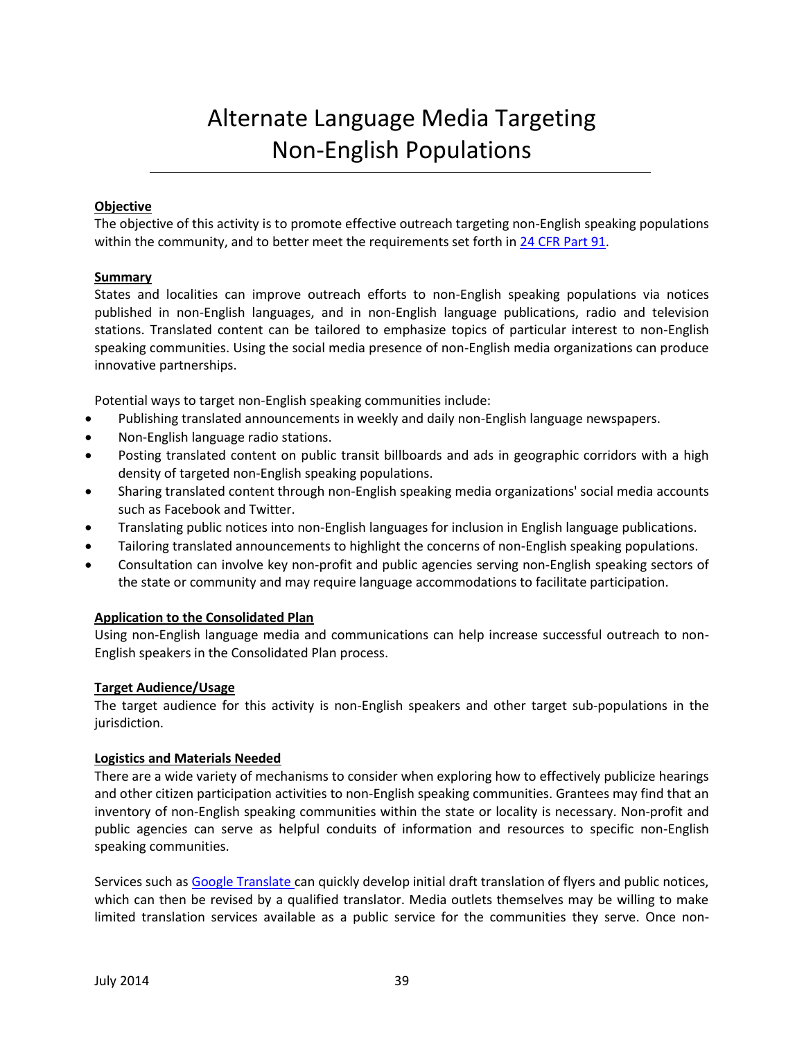# Alternate Language Media Targeting Non-English Populations

**Objective**

The objective of this activity is to promote effective outreach targeting non-English speaking populations within the community, and to better meet the requirements set forth in 24 CFR Part 91.

**Summary**

States and localities can improve outreach efforts to non-English speaking populations via notices published in non-English languages, and in non-English language publications, radio and television stations. Translated content can be tailored to emphasize topics of particular interest to non-English speaking communities. Using the social media presence of non-English media organizations can produce innovative partnerships.

Potential ways to target non-English speaking communities include:

- Publishing translated announcements in weekly and daily non-English language newspapers.
- Non-English language radio stations.
- Posting translated content on public transit billboards and ads in geographic corridors with a high density of targeted non-English speaking populations.
- Sharing translated content through non-English speaking media organizations' social media accounts such as Facebook and Twitter.
- Translating public notices into non-English languages for inclusion in English language publications.
- Tailoring translated announcements to highlight the concerns of non-English speaking populations.
- Consultation can involve key non-profit and public agencies serving non-English speaking sectors of the state or community and may require language accommodations to facilitate participation.

**Application to the Consolidated Plan**

Using non-English language media and communications can help increase successful outreach to non-English speakers in the Consolidated Plan process.

**Target Audience/Usage**

The target audience for this activity is non-English speakers and other target sub-populations in the jurisdiction.

**Logistics and Materials Needed**

There are a wide variety of mechanisms to consider when exploring how to effectively publicize hearings and other citizen participation activities to non-English speaking communities. Grantees may find that an inventory of non-English speaking communities within the state or locality is necessary. Non-profit and public agencies can serve as helpful conduits of information and resources to specific non-English speaking communities.

Services such as Google Translate can quickly develop initial draft translation of flyers and public notices, which can then be revised by a qualified translator. Media outlets themselves may be willing to make limited translation services available as a public service for the communities they serve. Once non-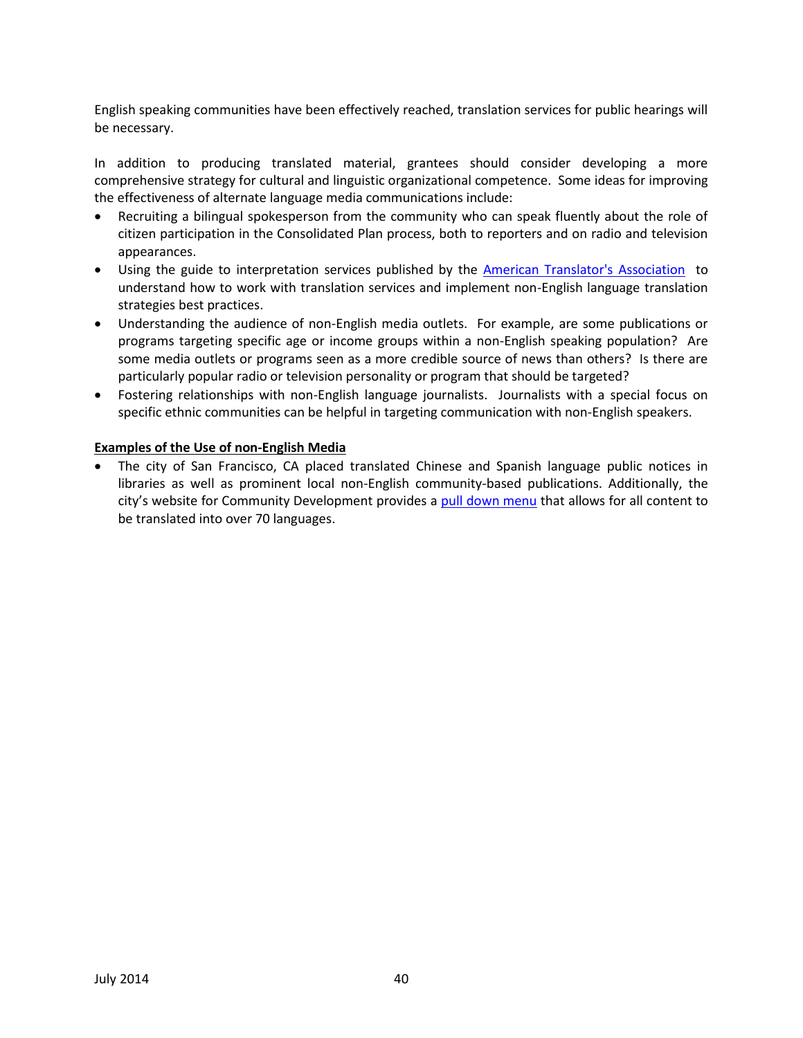English speaking communities have been effectively reached, translation services for public hearings will be necessary.

In addition to producing translated material, grantees should consider developing a more comprehensive strategy for cultural and linguistic organizational competence. Some ideas for improving the effectiveness of alternate language media communications include:

- Recruiting a bilingual spokesperson from the community who can speak fluently about the role of citizen participation in the Consolidated Plan process, both to reporters and on radio and television appearances.
- Using the guide to interpretation services published by the American Translator's Association to understand how to work with translation services and implement non-English language translation strategies best practices.
- Understanding the audience of non-English media outlets. For example, are some publications or programs targeting specific age or income groups within a non-English speaking population? Are some media outlets or programs seen as a more credible source of news than others? Is there are particularly popular radio or television personality or program that should be targeted?
- Fostering relationships with non-English language journalists. Journalists with a special focus on specific ethnic communities can be helpful in targeting communication with non-English speakers.

**Examples of the Use of non-English Media**

- The city of San Francisco, CA placed translated Chinese and Spanish language public notices in libraries as well as prominent local non-English community-based publications. Additionally, the city's website for Community Development provides a pull down menu that allows for all content to be translated into over 70 languages.